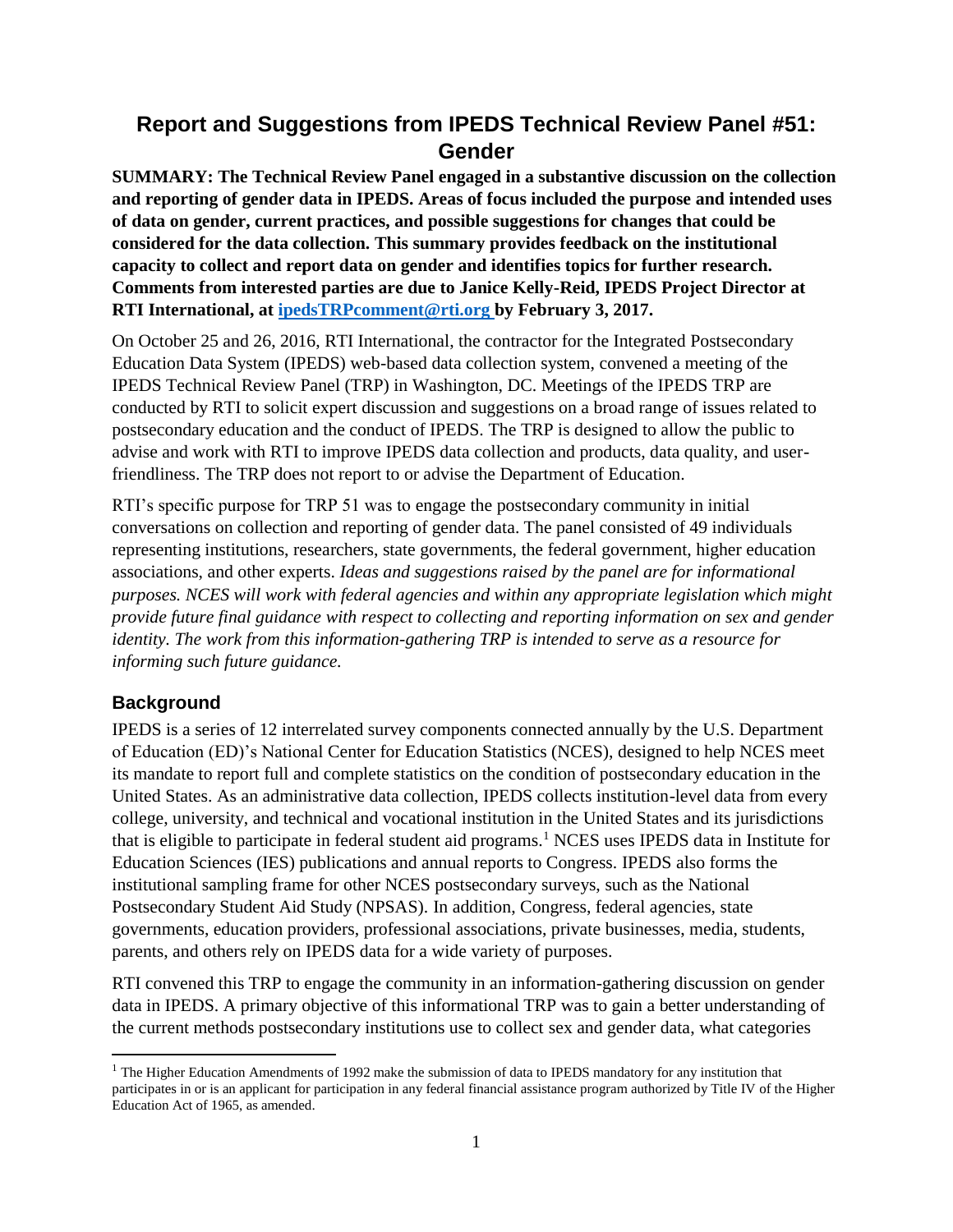# Report and Suggestions from IPEDS Technical Review Panel #51: Gender

**SUMMARY: The Technical Review Panel engaged in a substantive discussion on the collection and reporting of gender data in IPEDS. Areas of focus included the purpose and intended uses of data on gender, current practices, and possible suggestions for changes that could be considered for the data collection. This summary provides feedback on the institutional capacity to collect and report data on gender and identifies topics for further research. Comments from interested parties are due to Janice Kelly-Reid, IPEDS Project Director at RTI International, at [ipedsTRPcomment@rti.org](mailto:ipedsTRPcomment@rti.org) by February 3, 2017.**

On October 25 and 26, 2016, RTI International, the contractor for the Integrated Postsecondary Education Data System (IPEDS) web-based data collection system, convened a meeting of the IPEDS Technical Review Panel (TRP) in Washington, DC. Meetings of the IPEDS TRP are conducted by RTI to solicit expert discussion and suggestions on a broad range of issues related to postsecondary education and the conduct of IPEDS. The TRP is designed to allow the public to advise and work with RTI to improve IPEDS data collection and products, data quality, and user-friendliness. The TRP does not report to or advise the Department of Education.

RTI's specific purpose for TRP 51 was to engage the postsecondary community in initial conversations on collection and reporting of gender data. The panel consisted of 49 individuals representing institutions, researchers, state governments, the federal government, higher education associations, and other experts. *Ideas and suggestions raised by the panel are for informational purposes. NCES will work with federal agencies and within any appropriate legislation which might provide future final guidance with respect to collecting and reporting information on sex and gender identity. The work from this information-gathering TRP is intended to serve as a resource for informing such future guidance.*

## Background

IPEDS is a series of 12 interrelated survey components connected annually by the U.S. Department of Education (ED)'s National Center for Education Statistics (NCES), designed to help NCES meet its mandate to report full and complete statistics on the condition of postsecondary education in the United States. As an administrative data collection, IPEDS collects institution-level data from every college, university, and technical and vocational institution in the United States and its jurisdictions that is eligible to participate in federal student aid programs.[1] NCES uses IPEDS data in Institute for Education Sciences (IES) publications and annual reports to Congress. IPEDS also forms the institutional sampling frame for other NCES postsecondary surveys, such as the National Postsecondary Student Aid Study (NPSAS). In addition, Congress, federal agencies, state governments, education providers, professional associations, private businesses, media, students, parents, and others rely on IPEDS data for a wide variety of purposes.

RTI convened this TRP to engage the community in an information-gathering discussion on gender data in IPEDS. A primary objective of this informational TRP was to gain a better understanding of the current methods postsecondary institutions use to collect sex and gender data, what categories

[1] The Higher Education Amendments of 1992 make the submission of data to IPEDS mandatory for any institution that participates in or is an applicant for participation in any federal financial assistance program authorized by Title IV of the Higher Education Act of 1965, as amended.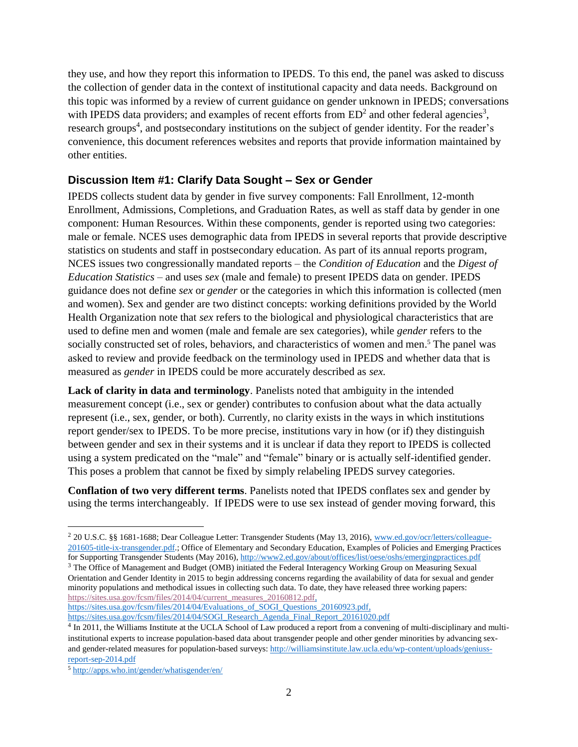they use, and how they report this information to IPEDS. To this end, the panel was asked to discuss the collection of gender data in the context of institutional capacity and data needs. Background on this topic was informed by a review of current guidance on gender unknown in IPEDS; conversations with IPEDS data providers; and examples of recent efforts from ED[2] and other federal agencies[3], research groups[4], and postsecondary institutions on the subject of gender identity. For the reader's convenience, this document references websites and reports that provide information maintained by other entities.

### Discussion Item #1: Clarify Data Sought – Sex or Gender

IPEDS collects student data by gender in five survey components: Fall Enrollment, 12-month Enrollment, Admissions, Completions, and Graduation Rates, as well as staff data by gender in one component: Human Resources. Within these components, gender is reported using two categories: male or female. NCES uses demographic data from IPEDS in several reports that provide descriptive statistics on students and staff in postsecondary education. As part of its annual reports program, NCES issues two congressionally mandated reports – the *Condition of Education* and the *Digest of Education Statistics* – and uses *sex* (male and female) to present IPEDS data on gender. IPEDS guidance does not define *sex* or *gender* or the categories in which this information is collected (men and women). Sex and gender are two distinct concepts: working definitions provided by the World Health Organization note that *sex* refers to the biological and physiological characteristics that are used to define men and women (male and female are sex categories), while *gender* refers to the socially constructed set of roles, behaviors, and characteristics of women and men.[5] The panel was asked to review and provide feedback on the terminology used in IPEDS and whether data that is measured as *gender* in IPEDS could be more accurately described as *sex.*

**Lack of clarity in data and terminology**. Panelists noted that ambiguity in the intended measurement concept (i.e., sex or gender) contributes to confusion about what the data actually represent (i.e., sex, gender, or both). Currently, no clarity exists in the ways in which institutions report gender/sex to IPEDS. To be more precise, institutions vary in how (or if) they distinguish between gender and sex in their systems and it is unclear if data they report to IPEDS is collected using a system predicated on the "male" and "female" binary or is actually self-identified gender. This poses a problem that cannot be fixed by simply relabeling IPEDS survey categories.

**Conflation of two very different terms**. Panelists noted that IPEDS conflates sex and gender by using the terms interchangeably. If IPEDS were to use sex instead of gender moving forward, this

---

[2] 20 U.S.C. §§ 1681-1688; Dear Colleague Letter: Transgender Students (May 13, 2016), www.ed.gov/ocr/letters/colleague-201605-title-ix-transgender.pdf.; Office of Elementary and Secondary Education, Examples of Policies and Emerging Practices for Supporting Transgender Students (May 2016), http://www2.ed.gov/about/offices/list/oese/oshs/emergingpractices.pdf

[3] The Office of Management and Budget (OMB) initiated the Federal Interagency Working Group on Measuring Sexual Orientation and Gender Identity in 2015 to begin addressing concerns regarding the availability of data for sexual and gender minority populations and methodical issues in collecting such data. To date, they have released three working papers: https://sites.usa.gov/fcsm/files/2014/04/current_measures_20160812.pdf, https://sites.usa.gov/fcsm/files/2014/04/Evaluations_of_SOGI_Questions_20160923.pdf, https://sites.usa.gov/fcsm/files/2014/04/SOGI_Research_Agenda_Final_Report_20161020.pdf

[4] In 2011, the Williams Institute at the UCLA School of Law produced a report from a convening of multi-disciplinary and multi-institutional experts to increase population-based data about transgender people and other gender minorities by advancing sex- and gender-related measures for population-based surveys: http://williamsinstitute.law.ucla.edu/wp-content/uploads/geniuss-report-sep-2014.pdf

[5] http://apps.who.int/gender/whatisgender/en/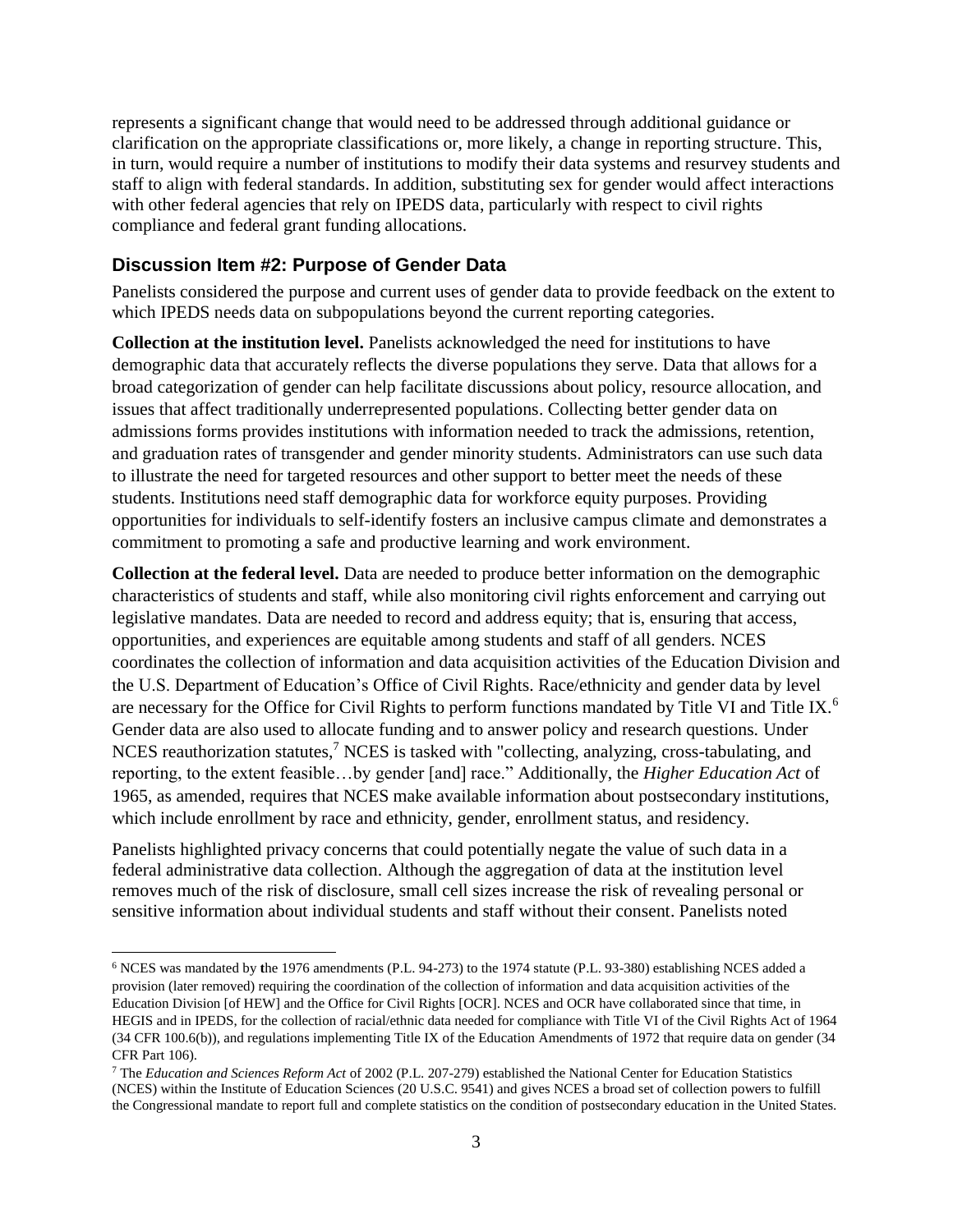represents a significant change that would need to be addressed through additional guidance or clarification on the appropriate classifications or, more likely, a change in reporting structure. This, in turn, would require a number of institutions to modify their data systems and resurvey students and staff to align with federal standards. In addition, substituting sex for gender would affect interactions with other federal agencies that rely on IPEDS data, particularly with respect to civil rights compliance and federal grant funding allocations.

### Discussion Item #2: Purpose of Gender Data

Panelists considered the purpose and current uses of gender data to provide feedback on the extent to which IPEDS needs data on subpopulations beyond the current reporting categories.

**Collection at the institution level.** Panelists acknowledged the need for institutions to have demographic data that accurately reflects the diverse populations they serve. Data that allows for a broad categorization of gender can help facilitate discussions about policy, resource allocation, and issues that affect traditionally underrepresented populations. Collecting better gender data on admissions forms provides institutions with information needed to track the admissions, retention, and graduation rates of transgender and gender minority students. Administrators can use such data to illustrate the need for targeted resources and other support to better meet the needs of these students. Institutions need staff demographic data for workforce equity purposes. Providing opportunities for individuals to self-identify fosters an inclusive campus climate and demonstrates a commitment to promoting a safe and productive learning and work environment.

**Collection at the federal level.** Data are needed to produce better information on the demographic characteristics of students and staff, while also monitoring civil rights enforcement and carrying out legislative mandates. Data are needed to record and address equity; that is, ensuring that access, opportunities, and experiences are equitable among students and staff of all genders. NCES coordinates the collection of information and data acquisition activities of the Education Division and the U.S. Department of Education's Office of Civil Rights. Race/ethnicity and gender data by level are necessary for the Office for Civil Rights to perform functions mandated by Title VI and Title IX.[6] Gender data are also used to allocate funding and to answer policy and research questions. Under NCES reauthorization statutes,[7] NCES is tasked with "collecting, analyzing, cross-tabulating, and reporting, to the extent feasible…by gender [and] race." Additionally, the *Higher Education Act* of 1965, as amended, requires that NCES make available information about postsecondary institutions, which include enrollment by race and ethnicity, gender, enrollment status, and residency.

Panelists highlighted privacy concerns that could potentially negate the value of such data in a federal administrative data collection. Although the aggregation of data at the institution level removes much of the risk of disclosure, small cell sizes increase the risk of revealing personal or sensitive information about individual students and staff without their consent. Panelists noted

---

[6] NCES was mandated by **t**he 1976 amendments (P.L. 94-273) to the 1974 statute (P.L. 93-380) establishing NCES added a provision (later removed) requiring the coordination of the collection of information and data acquisition activities of the Education Division [of HEW] and the Office for Civil Rights [OCR]. NCES and OCR have collaborated since that time, in HEGIS and in IPEDS, for the collection of racial/ethnic data needed for compliance with Title VI of the Civil Rights Act of 1964 (34 CFR 100.6(b)), and regulations implementing Title IX of the Education Amendments of 1972 that require data on gender (34 CFR Part 106).

[7] The *Education and Sciences Reform Act* of 2002 (P.L. 207-279) established the National Center for Education Statistics (NCES) within the Institute of Education Sciences (20 U.S.C. 9541) and gives NCES a broad set of collection powers to fulfill the Congressional mandate to report full and complete statistics on the condition of postsecondary education in the United States.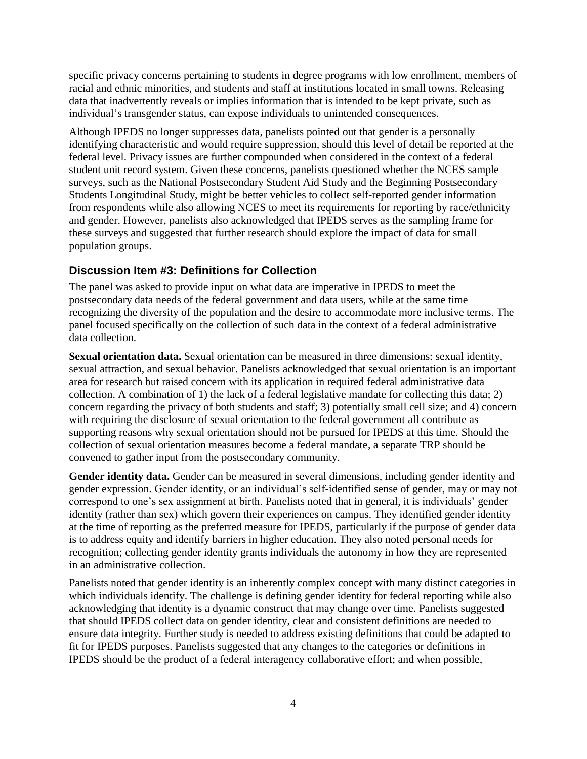specific privacy concerns pertaining to students in degree programs with low enrollment, members of racial and ethnic minorities, and students and staff at institutions located in small towns. Releasing data that inadvertently reveals or implies information that is intended to be kept private, such as individual's transgender status, can expose individuals to unintended consequences.

Although IPEDS no longer suppresses data, panelists pointed out that gender is a personally identifying characteristic and would require suppression, should this level of detail be reported at the federal level. Privacy issues are further compounded when considered in the context of a federal student unit record system. Given these concerns, panelists questioned whether the NCES sample surveys, such as the National Postsecondary Student Aid Study and the Beginning Postsecondary Students Longitudinal Study, might be better vehicles to collect self-reported gender information from respondents while also allowing NCES to meet its requirements for reporting by race/ethnicity and gender. However, panelists also acknowledged that IPEDS serves as the sampling frame for these surveys and suggested that further research should explore the impact of data for small population groups.

## Discussion Item #3: Definitions for Collection

The panel was asked to provide input on what data are imperative in IPEDS to meet the postsecondary data needs of the federal government and data users, while at the same time recognizing the diversity of the population and the desire to accommodate more inclusive terms. The panel focused specifically on the collection of such data in the context of a federal administrative data collection.

**Sexual orientation data.** Sexual orientation can be measured in three dimensions: sexual identity, sexual attraction, and sexual behavior. Panelists acknowledged that sexual orientation is an important area for research but raised concern with its application in required federal administrative data collection. A combination of 1) the lack of a federal legislative mandate for collecting this data; 2) concern regarding the privacy of both students and staff; 3) potentially small cell size; and 4) concern with requiring the disclosure of sexual orientation to the federal government all contribute as supporting reasons why sexual orientation should not be pursued for IPEDS at this time. Should the collection of sexual orientation measures become a federal mandate, a separate TRP should be convened to gather input from the postsecondary community.

**Gender identity data.** Gender can be measured in several dimensions, including gender identity and gender expression. Gender identity, or an individual's self-identified sense of gender, may or may not correspond to one's sex assignment at birth. Panelists noted that in general, it is individuals' gender identity (rather than sex) which govern their experiences on campus. They identified gender identity at the time of reporting as the preferred measure for IPEDS, particularly if the purpose of gender data is to address equity and identify barriers in higher education. They also noted personal needs for recognition; collecting gender identity grants individuals the autonomy in how they are represented in an administrative collection.

Panelists noted that gender identity is an inherently complex concept with many distinct categories in which individuals identify. The challenge is defining gender identity for federal reporting while also acknowledging that identity is a dynamic construct that may change over time. Panelists suggested that should IPEDS collect data on gender identity, clear and consistent definitions are needed to ensure data integrity. Further study is needed to address existing definitions that could be adapted to fit for IPEDS purposes. Panelists suggested that any changes to the categories or definitions in IPEDS should be the product of a federal interagency collaborative effort; and when possible,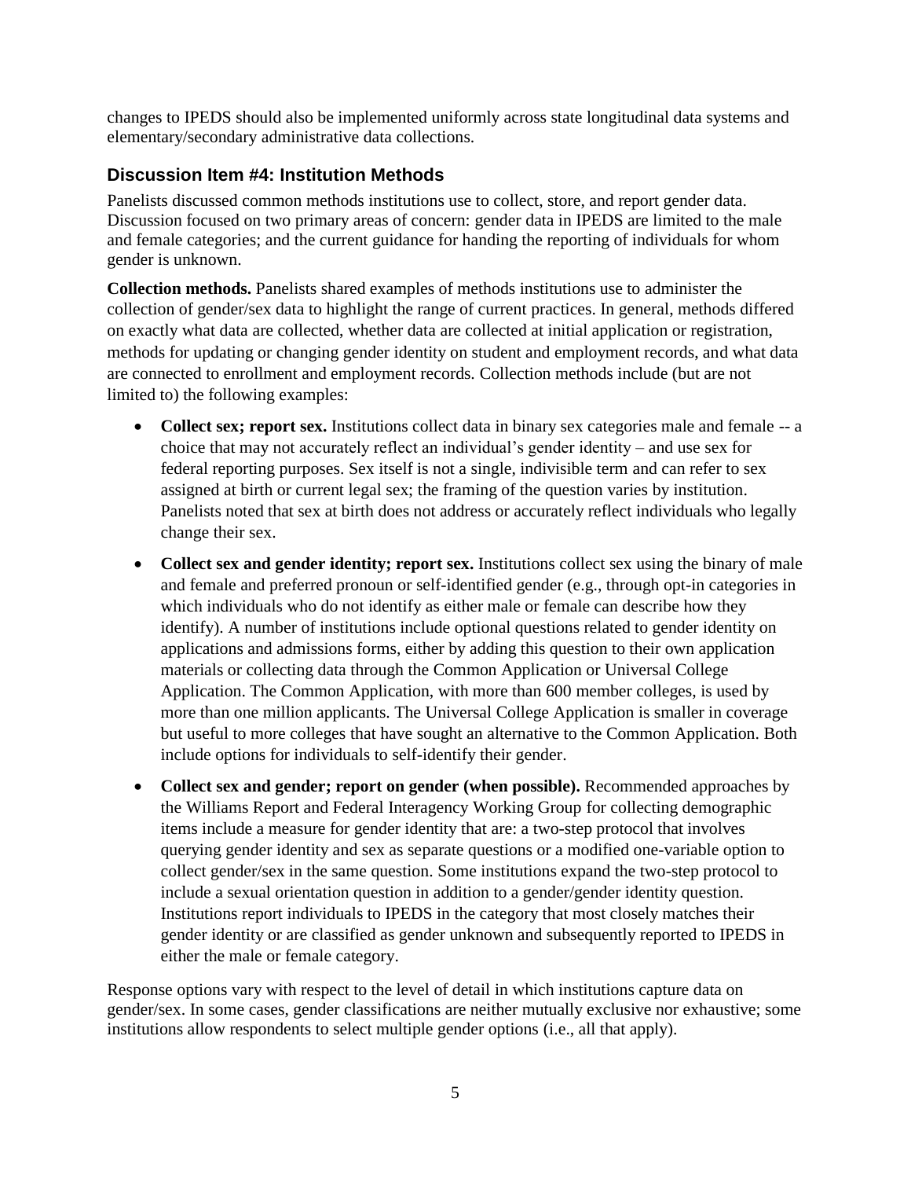changes to IPEDS should also be implemented uniformly across state longitudinal data systems and elementary/secondary administrative data collections.

### Discussion Item #4: Institution Methods

Panelists discussed common methods institutions use to collect, store, and report gender data. Discussion focused on two primary areas of concern: gender data in IPEDS are limited to the male and female categories; and the current guidance for handing the reporting of individuals for whom gender is unknown.

**Collection methods.** Panelists shared examples of methods institutions use to administer the collection of gender/sex data to highlight the range of current practices. In general, methods differed on exactly what data are collected, whether data are collected at initial application or registration, methods for updating or changing gender identity on student and employment records, and what data are connected to enrollment and employment records. Collection methods include (but are not limited to) the following examples:

- **Collect sex; report sex.** Institutions collect data in binary sex categories male and female -- a choice that may not accurately reflect an individual's gender identity – and use sex for federal reporting purposes. Sex itself is not a single, indivisible term and can refer to sex assigned at birth or current legal sex; the framing of the question varies by institution. Panelists noted that sex at birth does not address or accurately reflect individuals who legally change their sex.
- **Collect sex and gender identity; report sex.** Institutions collect sex using the binary of male and female and preferred pronoun or self-identified gender (e.g., through opt-in categories in which individuals who do not identify as either male or female can describe how they identify). A number of institutions include optional questions related to gender identity on applications and admissions forms, either by adding this question to their own application materials or collecting data through the Common Application or Universal College Application. The Common Application, with more than 600 member colleges, is used by more than one million applicants. The Universal College Application is smaller in coverage but useful to more colleges that have sought an alternative to the Common Application. Both include options for individuals to self-identify their gender.
- **Collect sex and gender; report on gender (when possible).** Recommended approaches by the Williams Report and Federal Interagency Working Group for collecting demographic items include a measure for gender identity that are: a two-step protocol that involves querying gender identity and sex as separate questions or a modified one-variable option to collect gender/sex in the same question. Some institutions expand the two-step protocol to include a sexual orientation question in addition to a gender/gender identity question. Institutions report individuals to IPEDS in the category that most closely matches their gender identity or are classified as gender unknown and subsequently reported to IPEDS in either the male or female category.

Response options vary with respect to the level of detail in which institutions capture data on gender/sex. In some cases, gender classifications are neither mutually exclusive nor exhaustive; some institutions allow respondents to select multiple gender options (i.e., all that apply).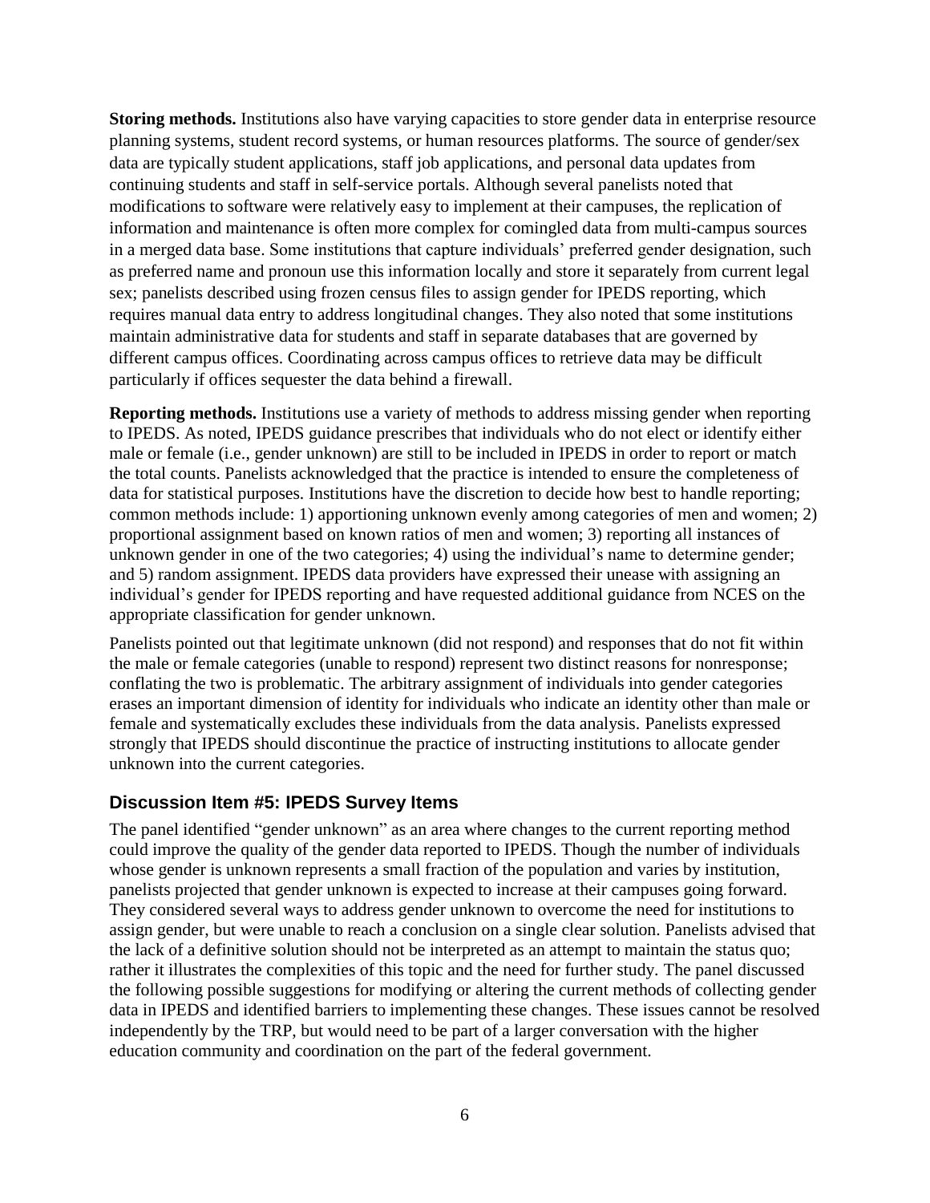**Storing methods.** Institutions also have varying capacities to store gender data in enterprise resource planning systems, student record systems, or human resources platforms. The source of gender/sex data are typically student applications, staff job applications, and personal data updates from continuing students and staff in self-service portals. Although several panelists noted that modifications to software were relatively easy to implement at their campuses, the replication of information and maintenance is often more complex for comingled data from multi-campus sources in a merged data base. Some institutions that capture individuals' preferred gender designation, such as preferred name and pronoun use this information locally and store it separately from current legal sex; panelists described using frozen census files to assign gender for IPEDS reporting, which requires manual data entry to address longitudinal changes. They also noted that some institutions maintain administrative data for students and staff in separate databases that are governed by different campus offices. Coordinating across campus offices to retrieve data may be difficult particularly if offices sequester the data behind a firewall.

**Reporting methods.** Institutions use a variety of methods to address missing gender when reporting to IPEDS. As noted, IPEDS guidance prescribes that individuals who do not elect or identify either male or female (i.e., gender unknown) are still to be included in IPEDS in order to report or match the total counts. Panelists acknowledged that the practice is intended to ensure the completeness of data for statistical purposes. Institutions have the discretion to decide how best to handle reporting; common methods include: 1) apportioning unknown evenly among categories of men and women; 2) proportional assignment based on known ratios of men and women; 3) reporting all instances of unknown gender in one of the two categories; 4) using the individual's name to determine gender; and 5) random assignment. IPEDS data providers have expressed their unease with assigning an individual's gender for IPEDS reporting and have requested additional guidance from NCES on the appropriate classification for gender unknown.

Panelists pointed out that legitimate unknown (did not respond) and responses that do not fit within the male or female categories (unable to respond) represent two distinct reasons for nonresponse; conflating the two is problematic. The arbitrary assignment of individuals into gender categories erases an important dimension of identity for individuals who indicate an identity other than male or female and systematically excludes these individuals from the data analysis. Panelists expressed strongly that IPEDS should discontinue the practice of instructing institutions to allocate gender unknown into the current categories.

## Discussion Item #5: IPEDS Survey Items

The panel identified "gender unknown" as an area where changes to the current reporting method could improve the quality of the gender data reported to IPEDS. Though the number of individuals whose gender is unknown represents a small fraction of the population and varies by institution, panelists projected that gender unknown is expected to increase at their campuses going forward. They considered several ways to address gender unknown to overcome the need for institutions to assign gender, but were unable to reach a conclusion on a single clear solution. Panelists advised that the lack of a definitive solution should not be interpreted as an attempt to maintain the status quo; rather it illustrates the complexities of this topic and the need for further study. The panel discussed the following possible suggestions for modifying or altering the current methods of collecting gender data in IPEDS and identified barriers to implementing these changes. These issues cannot be resolved independently by the TRP, but would need to be part of a larger conversation with the higher education community and coordination on the part of the federal government.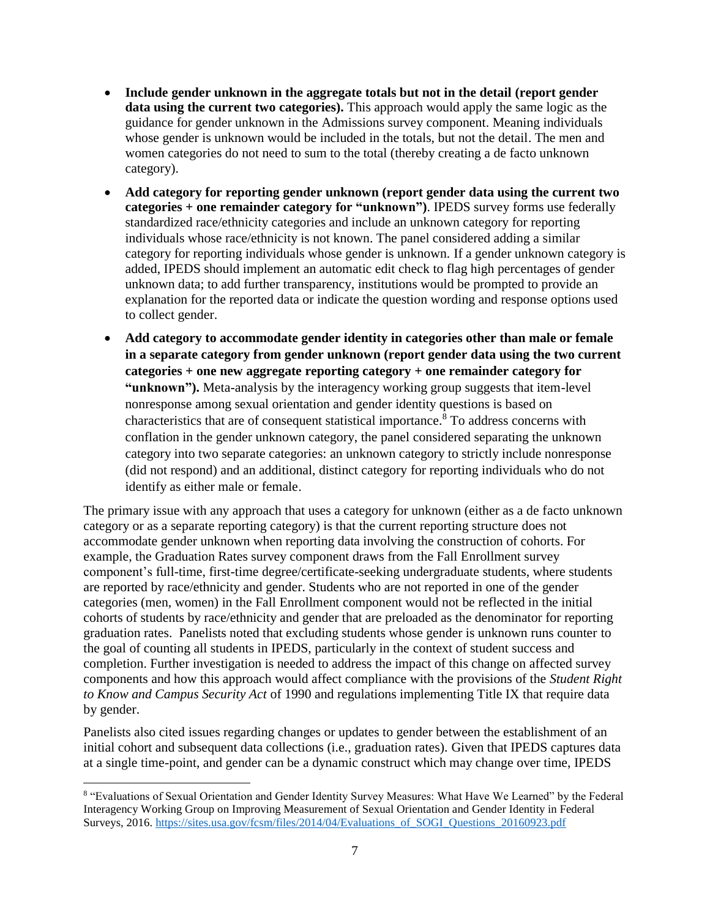- **Include gender unknown in the aggregate totals but not in the detail (report gender data using the current two categories).** This approach would apply the same logic as the guidance for gender unknown in the Admissions survey component. Meaning individuals whose gender is unknown would be included in the totals, but not the detail. The men and women categories do not need to sum to the total (thereby creating a de facto unknown category).
- **Add category for reporting gender unknown (report gender data using the current two categories + one remainder category for "unknown")**. IPEDS survey forms use federally standardized race/ethnicity categories and include an unknown category for reporting individuals whose race/ethnicity is not known. The panel considered adding a similar category for reporting individuals whose gender is unknown. If a gender unknown category is added, IPEDS should implement an automatic edit check to flag high percentages of gender unknown data; to add further transparency, institutions would be prompted to provide an explanation for the reported data or indicate the question wording and response options used to collect gender.
- **Add category to accommodate gender identity in categories other than male or female in a separate category from gender unknown (report gender data using the two current categories + one new aggregate reporting category + one remainder category for "unknown").** Meta-analysis by the interagency working group suggests that item-level nonresponse among sexual orientation and gender identity questions is based on characteristics that are of consequent statistical importance.[8] To address concerns with conflation in the gender unknown category, the panel considered separating the unknown category into two separate categories: an unknown category to strictly include nonresponse (did not respond) and an additional, distinct category for reporting individuals who do not identify as either male or female.

The primary issue with any approach that uses a category for unknown (either as a de facto unknown category or as a separate reporting category) is that the current reporting structure does not accommodate gender unknown when reporting data involving the construction of cohorts. For example, the Graduation Rates survey component draws from the Fall Enrollment survey component's full-time, first-time degree/certificate-seeking undergraduate students, where students are reported by race/ethnicity and gender. Students who are not reported in one of the gender categories (men, women) in the Fall Enrollment component would not be reflected in the initial cohorts of students by race/ethnicity and gender that are preloaded as the denominator for reporting graduation rates. Panelists noted that excluding students whose gender is unknown runs counter to the goal of counting all students in IPEDS, particularly in the context of student success and completion. Further investigation is needed to address the impact of this change on affected survey components and how this approach would affect compliance with the provisions of the *Student Right to Know and Campus Security Act* of 1990 and regulations implementing Title IX that require data by gender.

Panelists also cited issues regarding changes or updates to gender between the establishment of an initial cohort and subsequent data collections (i.e., graduation rates). Given that IPEDS captures data at a single time-point, and gender can be a dynamic construct which may change over time, IPEDS

[8] "Evaluations of Sexual Orientation and Gender Identity Survey Measures: What Have We Learned" by the Federal Interagency Working Group on Improving Measurement of Sexual Orientation and Gender Identity in Federal Surveys, 2016. https://sites.usa.gov/fcsm/files/2014/04/Evaluations_of_SOGI_Questions_20160923.pdf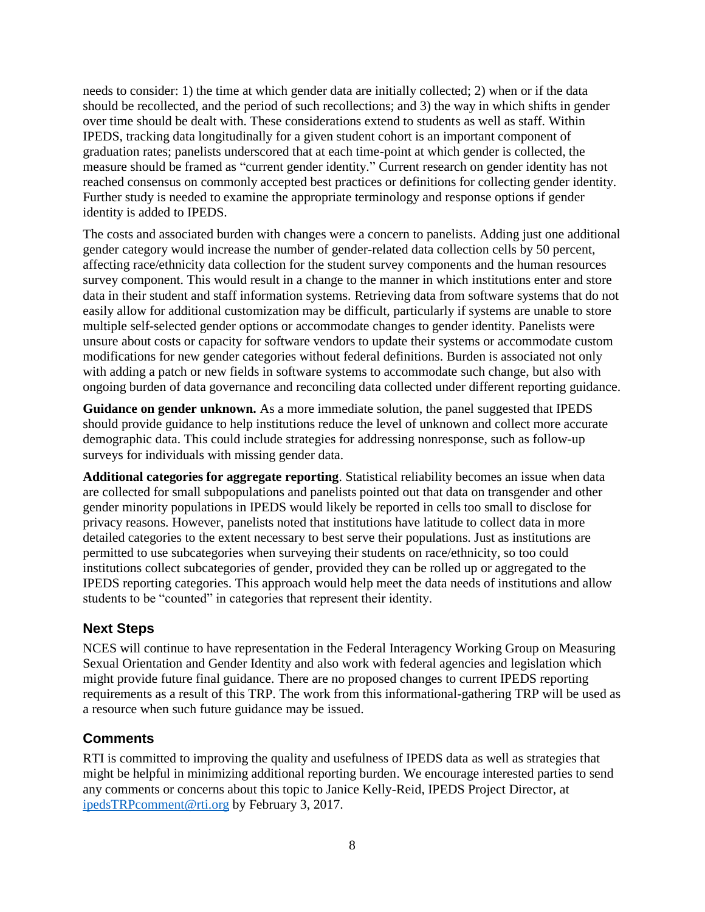needs to consider: 1) the time at which gender data are initially collected; 2) when or if the data should be recollected, and the period of such recollections; and 3) the way in which shifts in gender over time should be dealt with. These considerations extend to students as well as staff. Within IPEDS, tracking data longitudinally for a given student cohort is an important component of graduation rates; panelists underscored that at each time-point at which gender is collected, the measure should be framed as "current gender identity." Current research on gender identity has not reached consensus on commonly accepted best practices or definitions for collecting gender identity. Further study is needed to examine the appropriate terminology and response options if gender identity is added to IPEDS.

The costs and associated burden with changes were a concern to panelists. Adding just one additional gender category would increase the number of gender-related data collection cells by 50 percent, affecting race/ethnicity data collection for the student survey components and the human resources survey component. This would result in a change to the manner in which institutions enter and store data in their student and staff information systems. Retrieving data from software systems that do not easily allow for additional customization may be difficult, particularly if systems are unable to store multiple self-selected gender options or accommodate changes to gender identity. Panelists were unsure about costs or capacity for software vendors to update their systems or accommodate custom modifications for new gender categories without federal definitions. Burden is associated not only with adding a patch or new fields in software systems to accommodate such change, but also with ongoing burden of data governance and reconciling data collected under different reporting guidance.

**Guidance on gender unknown.** As a more immediate solution, the panel suggested that IPEDS should provide guidance to help institutions reduce the level of unknown and collect more accurate demographic data. This could include strategies for addressing nonresponse, such as follow-up surveys for individuals with missing gender data.

**Additional categories for aggregate reporting**. Statistical reliability becomes an issue when data are collected for small subpopulations and panelists pointed out that data on transgender and other gender minority populations in IPEDS would likely be reported in cells too small to disclose for privacy reasons. However, panelists noted that institutions have latitude to collect data in more detailed categories to the extent necessary to best serve their populations. Just as institutions are permitted to use subcategories when surveying their students on race/ethnicity, so too could institutions collect subcategories of gender, provided they can be rolled up or aggregated to the IPEDS reporting categories. This approach would help meet the data needs of institutions and allow students to be "counted" in categories that represent their identity.

## Next Steps

NCES will continue to have representation in the Federal Interagency Working Group on Measuring Sexual Orientation and Gender Identity and also work with federal agencies and legislation which might provide future final guidance. There are no proposed changes to current IPEDS reporting requirements as a result of this TRP. The work from this informational-gathering TRP will be used as a resource when such future guidance may be issued.

## Comments

RTI is committed to improving the quality and usefulness of IPEDS data as well as strategies that might be helpful in minimizing additional reporting burden. We encourage interested parties to send any comments or concerns about this topic to Janice Kelly-Reid, IPEDS Project Director, at ipedsTRPcomment@rti.org by February 3, 2017.